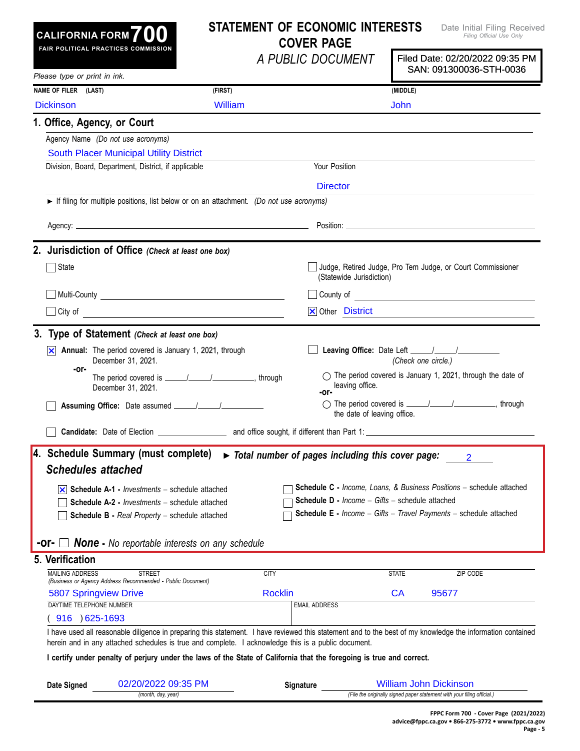# CALIFORNIA FORM 700

**FAIR POLITICAL PRACTICES COMMISSION**

## STATEMENT OF ECONOMIC INTERESTS
## COVER PAGE

*A PUBLIC DOCUMENT*

Date Initial Filing Received
*Filing Official Use Only*

Filed Date: 02/20/2022 09:35 PM
SAN: 091300036-STH-0036

*Please type or print in ink.*

| NAME OF FILER (LAST) | (FIRST) | (MIDDLE) |
|---|---|---|
| Dickinson | William | John |

### 1. Office, Agency, or Court

Agency Name *(Do not use acronyms)*

South Placer Municipal Utility District

| Division, Board, Department, District, if applicable | Your Position |
|---|---|
| | Director |

► If filing for multiple positions, list below or on an attachment. *(Do not use acronyms)*

Agency: ____________________ Position: ____________________

### 2. Jurisdiction of Office *(Check at least one box)*

- ☐ State
- ☐ Judge, Retired Judge, Pro Tem Judge, or Court Commissioner (Statewide Jurisdiction)
- ☐ Multi-County ____________________
- ☐ County of ____________________
- ☐ City of ____________________
- ☒ Other District

### 3. Type of Statement *(Check at least one box)*

- ☒ **Annual:** The period covered is January 1, 2021, through December 31, 2021.
  **-or-**
  The period covered is ____/____/________, through December 31, 2021.
- ☐ **Assuming Office:** Date assumed ____/____/________
- ☐ **Leaving Office:** Date Left ____/____/________
  *(Check one circle.)*
  - ○ The period covered is January 1, 2021, through the date of leaving office.
  **-or-**
  - ○ The period covered is ____/____/________, through the date of leaving office.
- ☐ **Candidate:** Date of Election ____________ and office sought, if different than Part 1: ____________________

### 4. Schedule Summary (must complete) ► *Total number of pages including this cover page:* 2

***Schedules attached***

- ☒ **Schedule A-1 -** *Investments* – schedule attached
- ☐ **Schedule A-2 -** *Investments* – schedule attached
- ☐ **Schedule B -** *Real Property* – schedule attached
- ☐ **Schedule C -** *Income, Loans, & Business Positions* – schedule attached
- ☐ **Schedule D -** *Income – Gifts* – schedule attached
- ☐ **Schedule E -** *Income – Gifts – Travel Payments* – schedule attached

**-or-** ☐ ***None*** **-** *No reportable interests on any schedule*

### 5. Verification

| MAILING ADDRESS STREET *(Business or Agency Address Recommended - Public Document)* | CITY | STATE | ZIP CODE |
|---|---|---|---|
| 5807 Springview Drive | Rocklin | CA | 95677 |

| DAYTIME TELEPHONE NUMBER | EMAIL ADDRESS |
|---|---|
| ( 916 ) 625-1693 | |

I have used all reasonable diligence in preparing this statement. I have reviewed this statement and to the best of my knowledge the information contained herein and in any attached schedules is true and complete. I acknowledge this is a public document.

**I certify under penalty of perjury under the laws of the State of California that the foregoing is true and correct.**

**Date Signed** 02/20/2022 09:35 PM *(month, day, year)*

**Signature** William John Dickinson *(File the originally signed paper statement with your filing official.)*

**FPPC Form 700 - Cover Page (2021/2022)**
**advice@fppc.ca.gov • 866-275-3772 • www.fppc.ca.gov**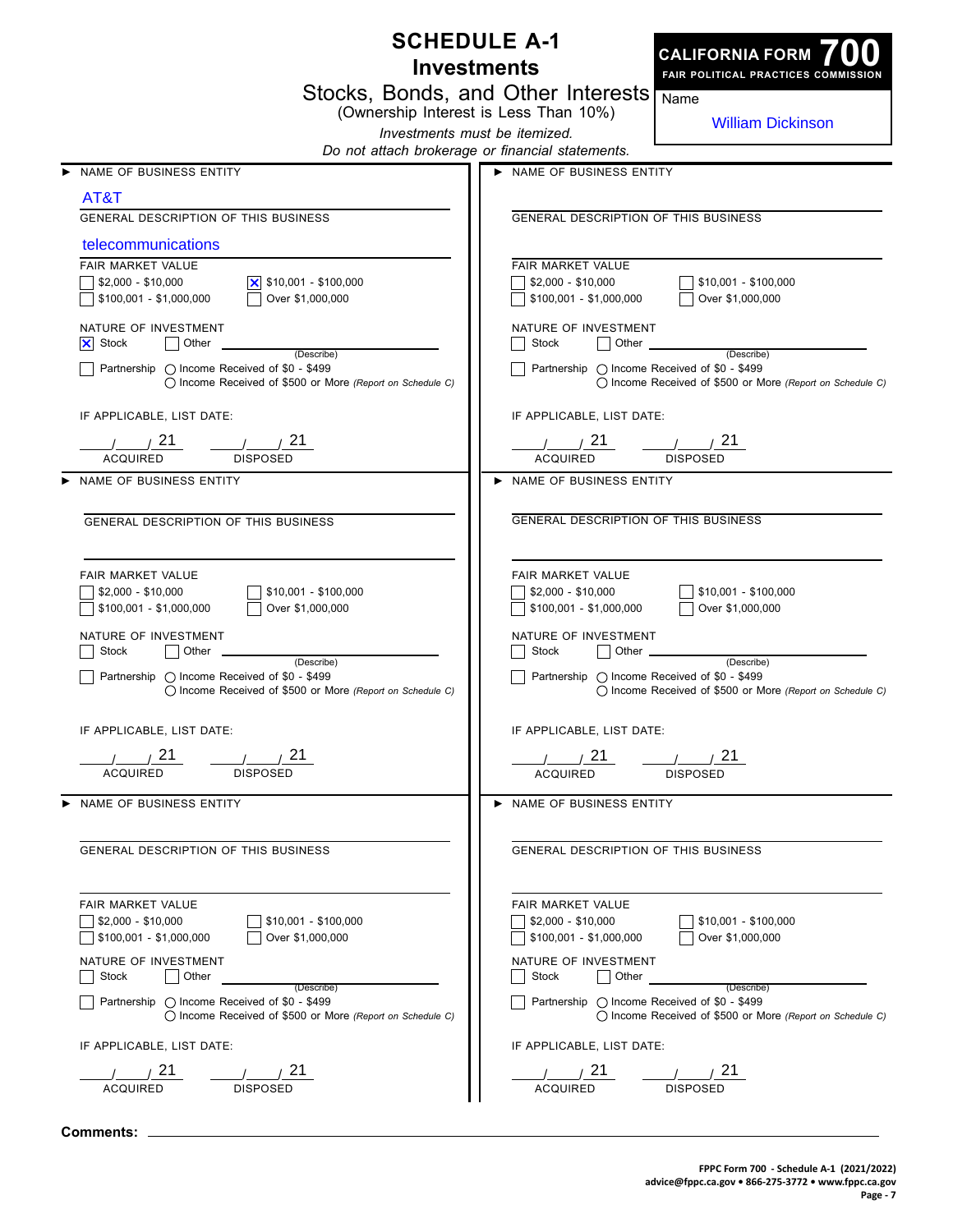# SCHEDULE A-1
## Investments
### Stocks, Bonds, and Other Interests
(Ownership Interest is Less Than 10%)

*Investments must be itemized.*
*Do not attach brokerage or financial statements.*

**CALIFORNIA FORM 700**
**FAIR POLITICAL PRACTICES COMMISSION**

Name: William Dickinson

---

▶ NAME OF BUSINESS ENTITY
AT&T

GENERAL DESCRIPTION OF THIS BUSINESS
telecommunications

FAIR MARKET VALUE
☐ $2,000 - $10,000 ☒ $10,001 - $100,000
☐ $100,001 - $1,000,000 ☐ Over $1,000,000

NATURE OF INVESTMENT
☒ Stock ☐ Other ________ (Describe)
☐ Partnership ○ Income Received of $0 - $499
○ Income Received of $500 or More *(Report on Schedule C)*

IF APPLICABLE, LIST DATE:
\_\_/\_\_/ 21 ACQUIRED \_\_/\_\_/ 21 DISPOSED

---

▶ NAME OF BUSINESS ENTITY

GENERAL DESCRIPTION OF THIS BUSINESS

FAIR MARKET VALUE
☐ $2,000 - $10,000 ☐ $10,001 - $100,000
☐ $100,001 - $1,000,000 ☐ Over $1,000,000

NATURE OF INVESTMENT
☐ Stock ☐ Other ________ (Describe)
☐ Partnership ○ Income Received of $0 - $499
○ Income Received of $500 or More *(Report on Schedule C)*

IF APPLICABLE, LIST DATE:
\_\_/\_\_/ 21 ACQUIRED \_\_/\_\_/ 21 DISPOSED

---

▶ NAME OF BUSINESS ENTITY

GENERAL DESCRIPTION OF THIS BUSINESS

FAIR MARKET VALUE
☐ $2,000 - $10,000 ☐ $10,001 - $100,000
☐ $100,001 - $1,000,000 ☐ Over $1,000,000

NATURE OF INVESTMENT
☐ Stock ☐ Other ________ (Describe)
☐ Partnership ○ Income Received of $0 - $499
○ Income Received of $500 or More *(Report on Schedule C)*

IF APPLICABLE, LIST DATE:
\_\_/\_\_/ 21 ACQUIRED \_\_/\_\_/ 21 DISPOSED

---

▶ NAME OF BUSINESS ENTITY

GENERAL DESCRIPTION OF THIS BUSINESS

FAIR MARKET VALUE
☐ $2,000 - $10,000 ☐ $10,001 - $100,000
☐ $100,001 - $1,000,000 ☐ Over $1,000,000

NATURE OF INVESTMENT
☐ Stock ☐ Other ________ (Describe)
☐ Partnership ○ Income Received of $0 - $499
○ Income Received of $500 or More *(Report on Schedule C)*

IF APPLICABLE, LIST DATE:
\_\_/\_\_/ 21 ACQUIRED \_\_/\_\_/ 21 DISPOSED

---

▶ NAME OF BUSINESS ENTITY

GENERAL DESCRIPTION OF THIS BUSINESS

FAIR MARKET VALUE
☐ $2,000 - $10,000 ☐ $10,001 - $100,000
☐ $100,001 - $1,000,000 ☐ Over $1,000,000

NATURE OF INVESTMENT
☐ Stock ☐ Other ________ (Describe)
☐ Partnership ○ Income Received of $0 - $499
○ Income Received of $500 or More *(Report on Schedule C)*

IF APPLICABLE, LIST DATE:
\_\_/\_\_/ 21 ACQUIRED \_\_/\_\_/ 21 DISPOSED

---

▶ NAME OF BUSINESS ENTITY

GENERAL DESCRIPTION OF THIS BUSINESS

FAIR MARKET VALUE
☐ $2,000 - $10,000 ☐ $10,001 - $100,000
☐ $100,001 - $1,000,000 ☐ Over $1,000,000

NATURE OF INVESTMENT
☐ Stock ☐ Other ________ (Describe)
☐ Partnership ○ Income Received of $0 - $499
○ Income Received of $500 or More *(Report on Schedule C)*

IF APPLICABLE, LIST DATE:
\_\_/\_\_/ 21 ACQUIRED \_\_/\_\_/ 21 DISPOSED

---

**Comments:** ________

FPPC Form 700 - Schedule A-1 (2021/2022)
advice@fppc.ca.gov • 866-275-3772 • www.fppc.ca.gov